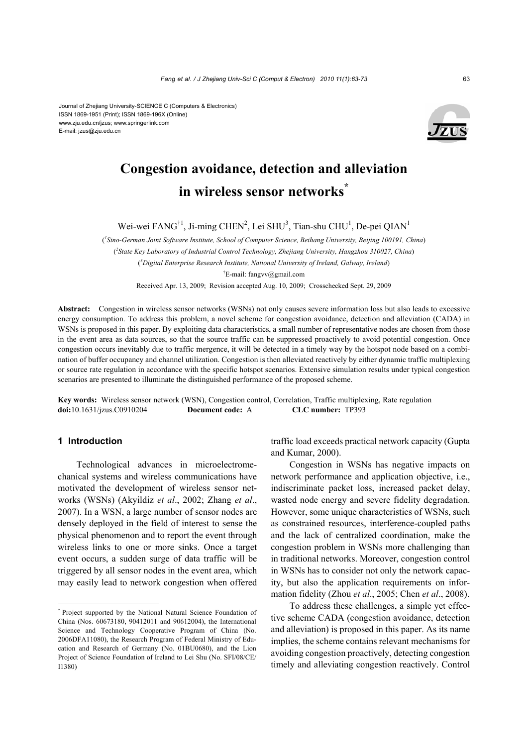Journal of Zhejiang University-SCIENCE C (Computers & Electronics)
ISSN 1869-1951 (Print); ISSN 1869-196X (Online)
www.zju.edu.cn/jzus; www.springerlink.com
E-mail: jzus@zju.edu.cn

# Congestion avoidance, detection and alleviation in wireless sensor networks*

Wei-wei FANG[†1], Ji-ming CHEN[2], Lei SHU[3], Tian-shu CHU[1], De-pei QIAN[1]

([1]Sino-German Joint Software Institute, School of Computer Science, Beihang University, Beijing 100191, China)

([2]State Key Laboratory of Industrial Control Technology, Zhejiang University, Hangzhou 310027, China)

([3]Digital Enterprise Research Institute, National University of Ireland, Galway, Ireland)

[†]E-mail: fangvv@gmail.com

Received Apr. 13, 2009; Revision accepted Aug. 10, 2009; Crosschecked Sept. 29, 2009

**Abstract:** Congestion in wireless sensor networks (WSNs) not only causes severe information loss but also leads to excessive energy consumption. To address this problem, a novel scheme for congestion avoidance, detection and alleviation (CADA) in WSNs is proposed in this paper. By exploiting data characteristics, a small number of representative nodes are chosen from those in the event area as data sources, so that the source traffic can be suppressed proactively to avoid potential congestion. Once congestion occurs inevitably due to traffic mergence, it will be detected in a timely way by the hotspot node based on a combination of buffer occupancy and channel utilization. Congestion is then alleviated reactively by either dynamic traffic multiplexing or source rate regulation in accordance with the specific hotspot scenarios. Extensive simulation results under typical congestion scenarios are presented to illuminate the distinguished performance of the proposed scheme.

**Key words:** Wireless sensor network (WSN), Congestion control, Correlation, Traffic multiplexing, Rate regulation
**doi:**10.1631/jzus.C0910204 **Document code:** A **CLC number:** TP393

## 1 Introduction

Technological advances in microelectromechanical systems and wireless communications have motivated the development of wireless sensor networks (WSNs) (Akyildiz *et al*., 2002; Zhang *et al*., 2007). In a WSN, a large number of sensor nodes are densely deployed in the field of interest to sense the physical phenomenon and to report the event through wireless links to one or more sinks. Once a target event occurs, a sudden surge of data traffic will be triggered by all sensor nodes in the event area, which may easily lead to network congestion when offered traffic load exceeds practical network capacity (Gupta and Kumar, 2000).

Congestion in WSNs has negative impacts on network performance and application objective, i.e., indiscriminate packet loss, increased packet delay, wasted node energy and severe fidelity degradation. However, some unique characteristics of WSNs, such as constrained resources, interference-coupled paths and the lack of centralized coordination, make the congestion problem in WSNs more challenging than in traditional networks. Moreover, congestion control in WSNs has to consider not only the network capacity, but also the application requirements on information fidelity (Zhou *et al*., 2005; Chen *et al*., 2008).

To address these challenges, a simple yet effective scheme CADA (congestion avoidance, detection and alleviation) is proposed in this paper. As its name implies, the scheme contains relevant mechanisms for avoiding congestion proactively, detecting congestion timely and alleviating congestion reactively. Control

---

* Project supported by the National Natural Science Foundation of China (Nos. 60673180, 90412011 and 90612004), the International Science and Technology Cooperative Program of China (No. 2006DFA11080), the Research Program of Federal Ministry of Education and Research of Germany (No. 01BU0680), and the Lion Project of Science Foundation of Ireland to Lei Shu (No. SFI/08/CE/I1380)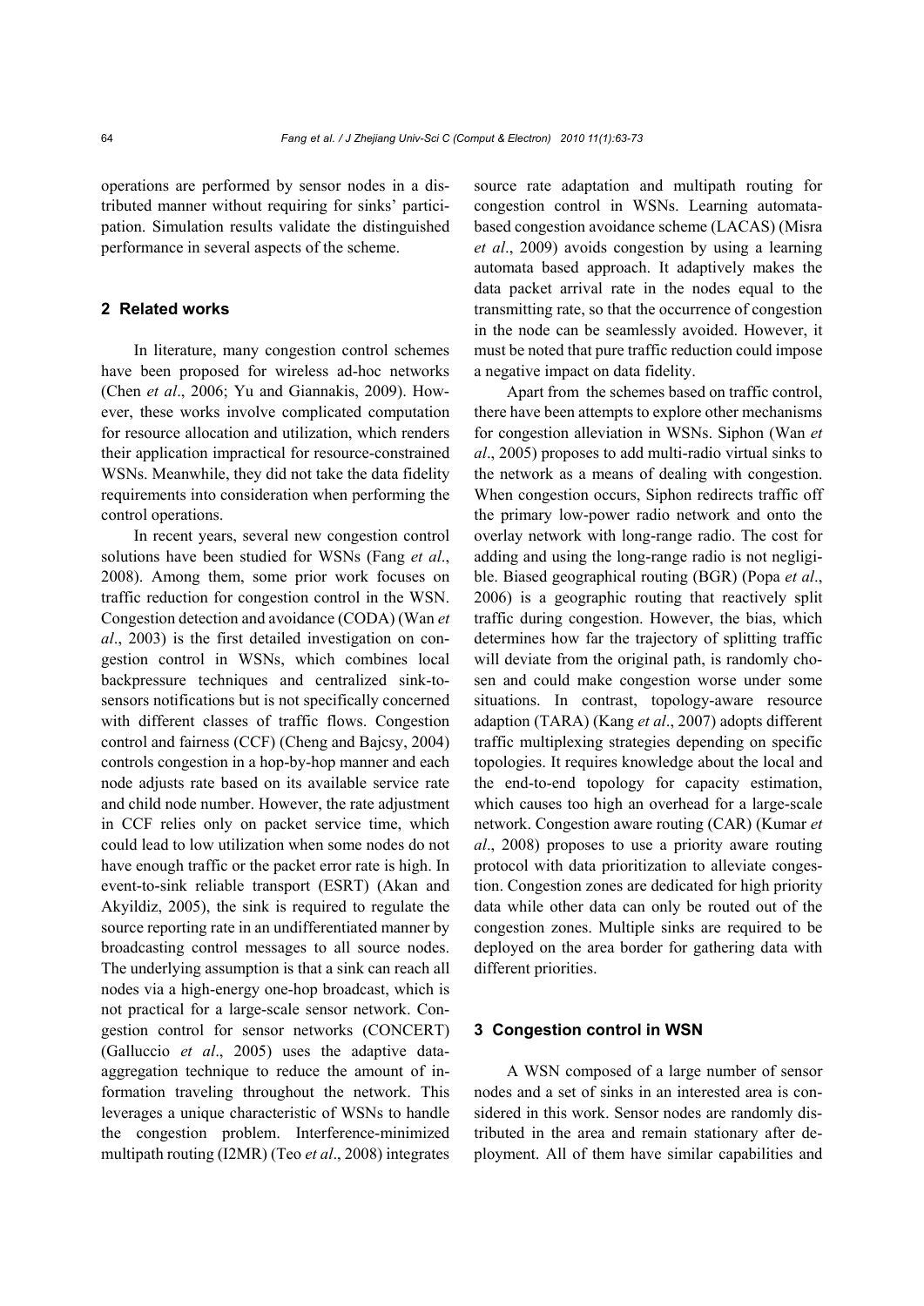operations are performed by sensor nodes in a distributed manner without requiring for sinks' participation. Simulation results validate the distinguished performance in several aspects of the scheme.

## 2 Related works

In literature, many congestion control schemes have been proposed for wireless ad-hoc networks (Chen *et al*., 2006; Yu and Giannakis, 2009). However, these works involve complicated computation for resource allocation and utilization, which renders their application impractical for resource-constrained WSNs. Meanwhile, they did not take the data fidelity requirements into consideration when performing the control operations.

In recent years, several new congestion control solutions have been studied for WSNs (Fang *et al*., 2008). Among them, some prior work focuses on traffic reduction for congestion control in the WSN. Congestion detection and avoidance (CODA) (Wan *et al*., 2003) is the first detailed investigation on congestion control in WSNs, which combines local backpressure techniques and centralized sink-to-sensors notifications but is not specifically concerned with different classes of traffic flows. Congestion control and fairness (CCF) (Cheng and Bajcsy, 2004) controls congestion in a hop-by-hop manner and each node adjusts rate based on its available service rate and child node number. However, the rate adjustment in CCF relies only on packet service time, which could lead to low utilization when some nodes do not have enough traffic or the packet error rate is high. In event-to-sink reliable transport (ESRT) (Akan and Akyildiz, 2005), the sink is required to regulate the source reporting rate in an undifferentiated manner by broadcasting control messages to all source nodes. The underlying assumption is that a sink can reach all nodes via a high-energy one-hop broadcast, which is not practical for a large-scale sensor network. Congestion control for sensor networks (CONCERT) (Galluccio *et al*., 2005) uses the adaptive data-aggregation technique to reduce the amount of information traveling throughout the network. This leverages a unique characteristic of WSNs to handle the congestion problem. Interference-minimized multipath routing (I2MR) (Teo *et al*., 2008) integrates source rate adaptation and multipath routing for congestion control in WSNs. Learning automata-based congestion avoidance scheme (LACAS) (Misra *et al*., 2009) avoids congestion by using a learning automata based approach. It adaptively makes the data packet arrival rate in the nodes equal to the transmitting rate, so that the occurrence of congestion in the node can be seamlessly avoided. However, it must be noted that pure traffic reduction could impose a negative impact on data fidelity.

Apart from the schemes based on traffic control, there have been attempts to explore other mechanisms for congestion alleviation in WSNs. Siphon (Wan *et al*., 2005) proposes to add multi-radio virtual sinks to the network as a means of dealing with congestion. When congestion occurs, Siphon redirects traffic off the primary low-power radio network and onto the overlay network with long-range radio. The cost for adding and using the long-range radio is not negligible. Biased geographical routing (BGR) (Popa *et al*., 2006) is a geographic routing that reactively split traffic during congestion. However, the bias, which determines how far the trajectory of splitting traffic will deviate from the original path, is randomly chosen and could make congestion worse under some situations. In contrast, topology-aware resource adaption (TARA) (Kang *et al*., 2007) adopts different traffic multiplexing strategies depending on specific topologies. It requires knowledge about the local and the end-to-end topology for capacity estimation, which causes too high an overhead for a large-scale network. Congestion aware routing (CAR) (Kumar *et al*., 2008) proposes to use a priority aware routing protocol with data prioritization to alleviate congestion. Congestion zones are dedicated for high priority data while other data can only be routed out of the congestion zones. Multiple sinks are required to be deployed on the area border for gathering data with different priorities.

## 3 Congestion control in WSN

A WSN composed of a large number of sensor nodes and a set of sinks in an interested area is considered in this work. Sensor nodes are randomly distributed in the area and remain stationary after deployment. All of them have similar capabilities and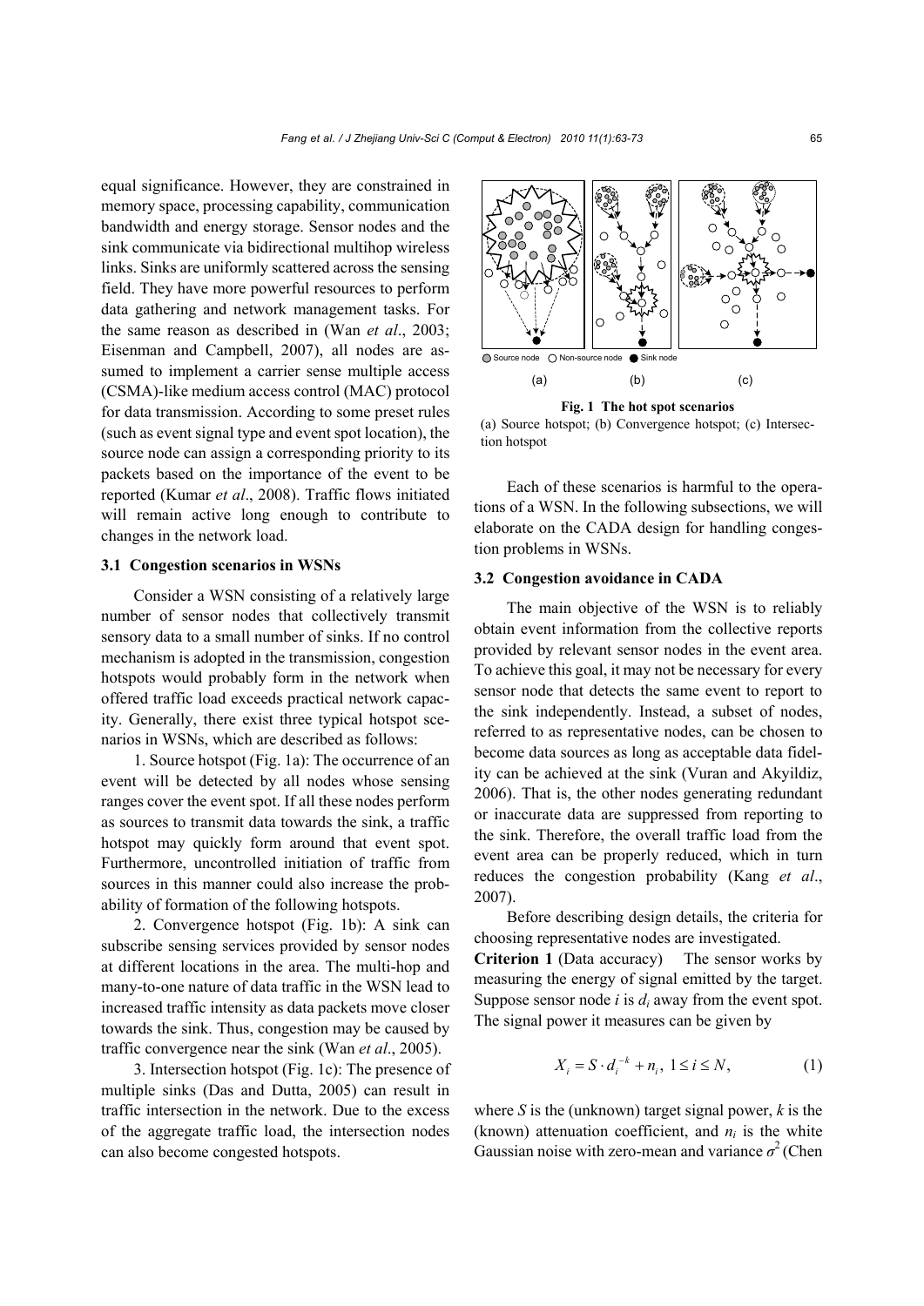equal significance. However, they are constrained in memory space, processing capability, communication bandwidth and energy storage. Sensor nodes and the sink communicate via bidirectional multihop wireless links. Sinks are uniformly scattered across the sensing field. They have more powerful resources to perform data gathering and network management tasks. For the same reason as described in (Wan *et al*., 2003; Eisenman and Campbell, 2007), all nodes are assumed to implement a carrier sense multiple access (CSMA)-like medium access control (MAC) protocol for data transmission. According to some preset rules (such as event signal type and event spot location), the source node can assign a corresponding priority to its packets based on the importance of the event to be reported (Kumar *et al*., 2008). Traffic flows initiated will remain active long enough to contribute to changes in the network load.

### 3.1 Congestion scenarios in WSNs

Consider a WSN consisting of a relatively large number of sensor nodes that collectively transmit sensory data to a small number of sinks. If no control mechanism is adopted in the transmission, congestion hotspots would probably form in the network when offered traffic load exceeds practical network capacity. Generally, there exist three typical hotspot scenarios in WSNs, which are described as follows:

1. Source hotspot (Fig. 1a): The occurrence of an event will be detected by all nodes whose sensing ranges cover the event spot. If all these nodes perform as sources to transmit data towards the sink, a traffic hotspot may quickly form around that event spot. Furthermore, uncontrolled initiation of traffic from sources in this manner could also increase the probability of formation of the following hotspots.

2. Convergence hotspot (Fig. 1b): A sink can subscribe sensing services provided by sensor nodes at different locations in the area. The multi-hop and many-to-one nature of data traffic in the WSN lead to increased traffic intensity as data packets move closer towards the sink. Thus, congestion may be caused by traffic convergence near the sink (Wan *et al*., 2005).

3. Intersection hotspot (Fig. 1c): The presence of multiple sinks (Das and Dutta, 2005) can result in traffic intersection in the network. Due to the excess of the aggregate traffic load, the intersection nodes can also become congested hotspots.

**Fig. 1 The hot spot scenarios**
(a) Source hotspot; (b) Convergence hotspot; (c) Intersection hotspot

Each of these scenarios is harmful to the operations of a WSN. In the following subsections, we will elaborate on the CADA design for handling congestion problems in WSNs.

### 3.2 Congestion avoidance in CADA

The main objective of the WSN is to reliably obtain event information from the collective reports provided by relevant sensor nodes in the event area. To achieve this goal, it may not be necessary for every sensor node that detects the same event to report to the sink independently. Instead, a subset of nodes, referred to as representative nodes, can be chosen to become data sources as long as acceptable data fidelity can be achieved at the sink (Vuran and Akyildiz, 2006). That is, the other nodes generating redundant or inaccurate data are suppressed from reporting to the sink. Therefore, the overall traffic load from the event area can be properly reduced, which in turn reduces the congestion probability (Kang *et al*., 2007).

Before describing design details, the criteria for choosing representative nodes are investigated.

**Criterion 1** (Data accuracy) The sensor works by measuring the energy of signal emitted by the target. Suppose sensor node $i$ is $d_i$ away from the event spot. The signal power it measures can be given by

$$X_i = S \cdot d_i^{-k} + n_i,\ 1 \le i \le N, \tag{1}$$

where $S$ is the (unknown) target signal power, $k$ is the (known) attenuation coefficient, and $n_i$ is the white Gaussian noise with zero-mean and variance $\sigma^2$ (Chen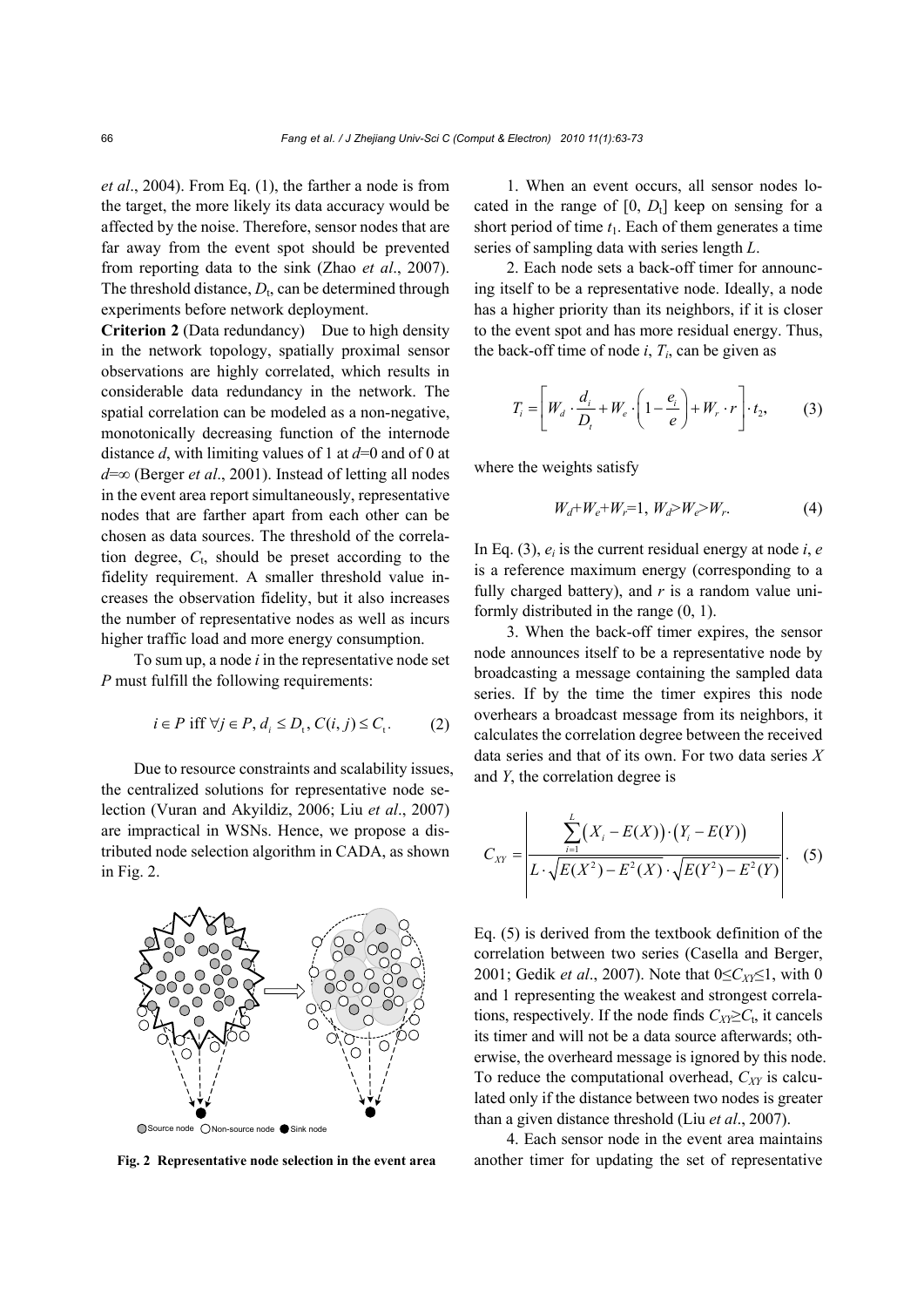*et al*., 2004). From Eq. (1), the farther a node is from the target, the more likely its data accuracy would be affected by the noise. Therefore, sensor nodes that are far away from the event spot should be prevented from reporting data to the sink (Zhao *et al*., 2007). The threshold distance, $D_t$, can be determined through experiments before network deployment.

**Criterion 2** (Data redundancy) Due to high density in the network topology, spatially proximal sensor observations are highly correlated, which results in considerable data redundancy in the network. The spatial correlation can be modeled as a non-negative, monotonically decreasing function of the internode distance $d$, with limiting values of 1 at $d$=0 and of 0 at $d$=∞ (Berger *et al*., 2001). Instead of letting all nodes in the event area report simultaneously, representative nodes that are farther apart from each other can be chosen as data sources. The threshold of the correlation degree, $C_t$, should be preset according to the fidelity requirement. A smaller threshold value increases the observation fidelity, but it also increases the number of representative nodes as well as incurs higher traffic load and more energy consumption.

To sum up, a node $i$ in the representative node set $P$ must fulfill the following requirements:

$$i \in P \text{ iff } \forall j \in P, d_i \le D_t, C(i,j) \le C_t. \tag{2}$$

Due to resource constraints and scalability issues, the centralized solutions for representative node selection (Vuran and Akyildiz, 2006; Liu *et al*., 2007) are impractical in WSNs. Hence, we propose a distributed node selection algorithm in CADA, as shown in Fig. 2.

Source node  Non-source node  Sink node

**Fig. 2 Representative node selection in the event area**

1. When an event occurs, all sensor nodes located in the range of $[0, D_t]$ keep on sensing for a short period of time $t_1$. Each of them generates a time series of sampling data with series length $L$.

2. Each node sets a back-off timer for announcing itself to be a representative node. Ideally, a node has a higher priority than its neighbors, if it is closer to the event spot and has more residual energy. Thus, the back-off time of node $i$, $T_i$, can be given as

$$T_i = \left[ W_d \cdot \frac{d_i}{D_t} + W_e \cdot \left(1 - \frac{e_i}{e}\right) + W_r \cdot r \right] \cdot t_2, \tag{3}$$

where the weights satisfy

$$W_d + W_e + W_r = 1,\ W_d > W_e > W_r. \tag{4}$$

In Eq. (3), $e_i$ is the current residual energy at node $i$, $e$ is a reference maximum energy (corresponding to a fully charged battery), and $r$ is a random value uniformly distributed in the range (0, 1).

3. When the back-off timer expires, the sensor node announces itself to be a representative node by broadcasting a message containing the sampled data series. If by the time the timer expires this node overhears a broadcast message from its neighbors, it calculates the correlation degree between the received data series and that of its own. For two data series $X$ and $Y$, the correlation degree is

$$C_{XY} = \left| \frac{\sum_{i=1}^{L} \left(X_i - E(X)\right) \cdot \left(Y_i - E(Y)\right)}{L \cdot \sqrt{E(X^2) - E^2(X)} \cdot \sqrt{E(Y^2) - E^2(Y)}} \right|. \tag{5}$$

Eq. (5) is derived from the textbook definition of the correlation between two series (Casella and Berger, 2001; Gedik *et al*., 2007). Note that $0 \le C_{XY} \le 1$, with 0 and 1 representing the weakest and strongest correlations, respectively. If the node finds $C_{XY} \ge C_t$, it cancels its timer and will not be a data source afterwards; otherwise, the overheard message is ignored by this node. To reduce the computational overhead, $C_{XY}$ is calculated only if the distance between two nodes is greater than a given distance threshold (Liu *et al*., 2007).

4. Each sensor node in the event area maintains another timer for updating the set of representative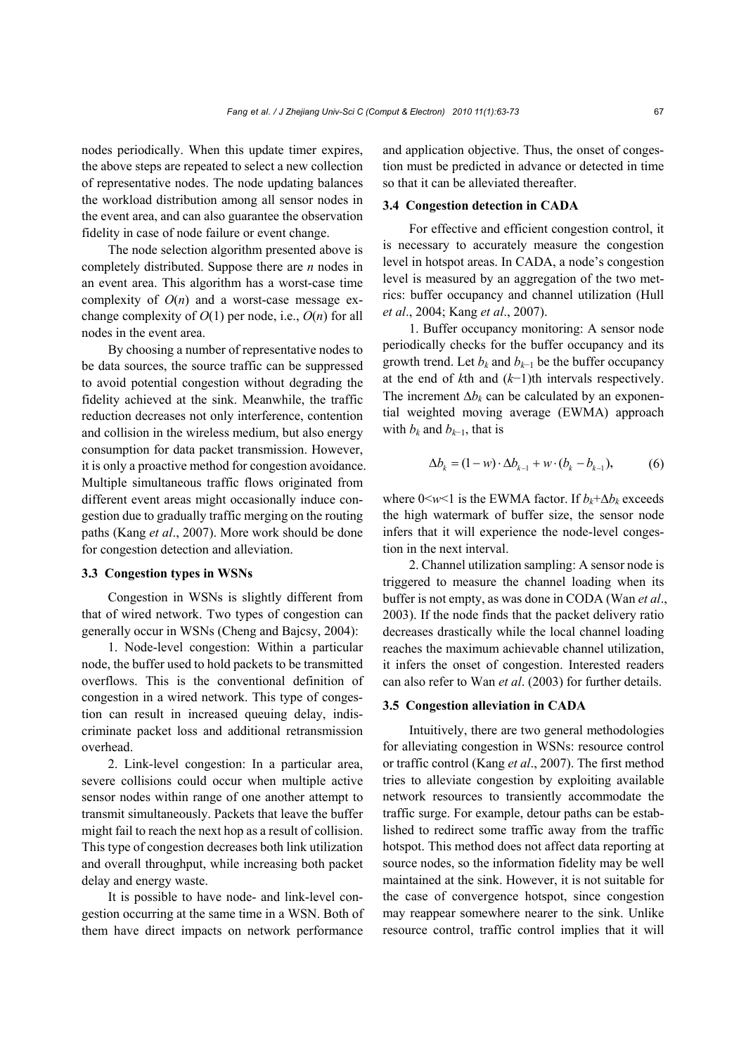nodes periodically. When this update timer expires, the above steps are repeated to select a new collection of representative nodes. The node updating balances the workload distribution among all sensor nodes in the event area, and can also guarantee the observation fidelity in case of node failure or event change.

The node selection algorithm presented above is completely distributed. Suppose there are $n$ nodes in an event area. This algorithm has a worst-case time complexity of $O(n)$ and a worst-case message exchange complexity of $O(1)$ per node, i.e., $O(n)$ for all nodes in the event area.

By choosing a number of representative nodes to be data sources, the source traffic can be suppressed to avoid potential congestion without degrading the fidelity achieved at the sink. Meanwhile, the traffic reduction decreases not only interference, contention and collision in the wireless medium, but also energy consumption for data packet transmission. However, it is only a proactive method for congestion avoidance. Multiple simultaneous traffic flows originated from different event areas might occasionally induce congestion due to gradually traffic merging on the routing paths (Kang *et al*., 2007). More work should be done for congestion detection and alleviation.

### 3.3 Congestion types in WSNs

Congestion in WSNs is slightly different from that of wired network. Two types of congestion can generally occur in WSNs (Cheng and Bajcsy, 2004):

1. Node-level congestion: Within a particular node, the buffer used to hold packets to be transmitted overflows. This is the conventional definition of congestion in a wired network. This type of congestion can result in increased queuing delay, indiscriminate packet loss and additional retransmission overhead.

2. Link-level congestion: In a particular area, severe collisions could occur when multiple active sensor nodes within range of one another attempt to transmit simultaneously. Packets that leave the buffer might fail to reach the next hop as a result of collision. This type of congestion decreases both link utilization and overall throughput, while increasing both packet delay and energy waste.

It is possible to have node- and link-level congestion occurring at the same time in a WSN. Both of them have direct impacts on network performance and application objective. Thus, the onset of congestion must be predicted in advance or detected in time so that it can be alleviated thereafter.

### 3.4 Congestion detection in CADA

For effective and efficient congestion control, it is necessary to accurately measure the congestion level in hotspot areas. In CADA, a node's congestion level is measured by an aggregation of the two metrics: buffer occupancy and channel utilization (Hull *et al*., 2004; Kang *et al*., 2007).

1. Buffer occupancy monitoring: A sensor node periodically checks for the buffer occupancy and its growth trend. Let $b_k$ and $b_{k-1}$ be the buffer occupancy at the end of $k$th and $(k-1)$th intervals respectively. The increment $\Delta b_k$ can be calculated by an exponential weighted moving average (EWMA) approach with $b_k$ and $b_{k-1}$, that is

$$\Delta b_k = (1-w)\cdot \Delta b_{k-1} + w\cdot (b_k - b_{k-1}), \tag{6}$$

where $0<w<1$ is the EWMA factor. If $b_k+\Delta b_k$ exceeds the high watermark of buffer size, the sensor node infers that it will experience the node-level congestion in the next interval.

2. Channel utilization sampling: A sensor node is triggered to measure the channel loading when its buffer is not empty, as was done in CODA (Wan *et al*., 2003). If the node finds that the packet delivery ratio decreases drastically while the local channel loading reaches the maximum achievable channel utilization, it infers the onset of congestion. Interested readers can also refer to Wan *et al*. (2003) for further details.

### 3.5 Congestion alleviation in CADA

Intuitively, there are two general methodologies for alleviating congestion in WSNs: resource control or traffic control (Kang *et al*., 2007). The first method tries to alleviate congestion by exploiting available network resources to transiently accommodate the traffic surge. For example, detour paths can be established to redirect some traffic away from the traffic hotspot. This method does not affect data reporting at source nodes, so the information fidelity may be well maintained at the sink. However, it is not suitable for the case of convergence hotspot, since congestion may reappear somewhere nearer to the sink. Unlike resource control, traffic control implies that it will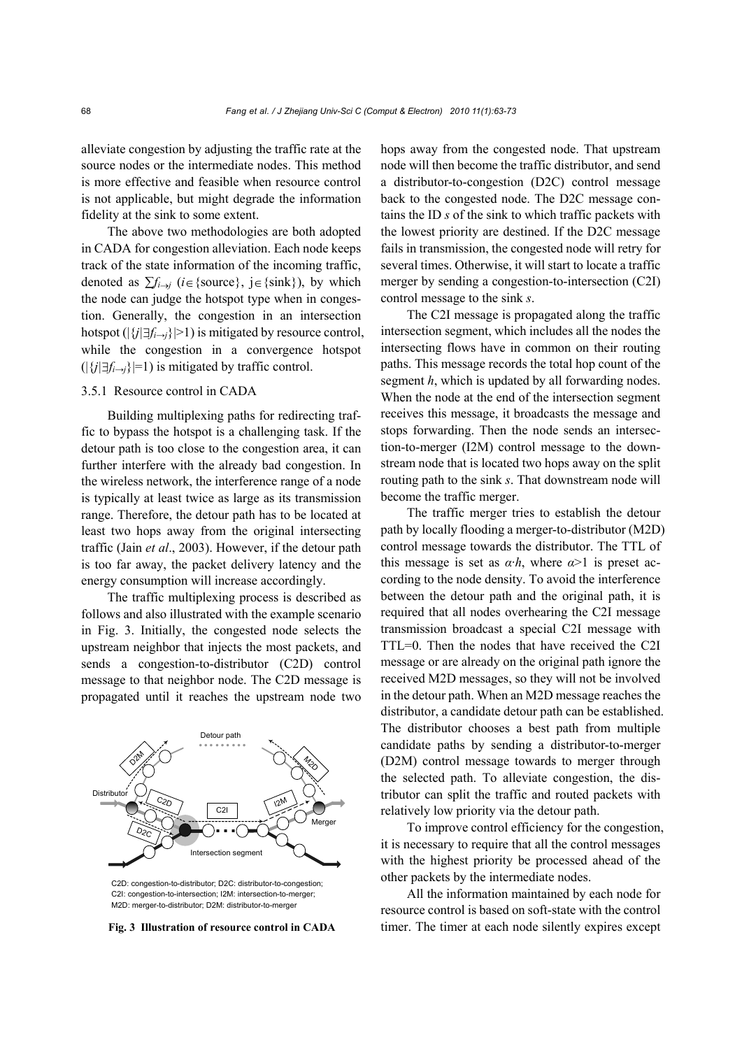alleviate congestion by adjusting the traffic rate at the source nodes or the intermediate nodes. This method is more effective and feasible when resource control is not applicable, but might degrade the information fidelity at the sink to some extent.

The above two methodologies are both adopted in CADA for congestion alleviation. Each node keeps track of the state information of the incoming traffic, denoted as $\sum f_{i\to j}$ ($i\in$\{source\}, $j\in$\{sink\}), by which the node can judge the hotspot type when in congestion. Generally, the congestion in an intersection hotspot ($|\{j|\exists f_{i\to j}\}|>1$) is mitigated by resource control, while the congestion in a convergence hotspot ($|\{j|\exists f_{i\to j}\}|=1$) is mitigated by traffic control.

### 3.5.1 Resource control in CADA

Building multiplexing paths for redirecting traffic to bypass the hotspot is a challenging task. If the detour path is too close to the congestion area, it can further interfere with the already bad congestion. In the wireless network, the interference range of a node is typically at least twice as large as its transmission range. Therefore, the detour path has to be located at least two hops away from the original intersecting traffic (Jain *et al*., 2003). However, if the detour path is too far away, the packet delivery latency and the energy consumption will increase accordingly.

The traffic multiplexing process is described as follows and also illustrated with the example scenario in Fig. 3. Initially, the congested node selects the upstream neighbor that injects the most packets, and sends a congestion-to-distributor (C2D) control message to that neighbor node. The C2D message is propagated until it reaches the upstream node two hops away from the congested node. That upstream node will then become the traffic distributor, and send a distributor-to-congestion (D2C) control message back to the congested node. The D2C message contains the ID *s* of the sink to which traffic packets with the lowest priority are destined. If the D2C message fails in transmission, the congested node will retry for several times. Otherwise, it will start to locate a traffic merger by sending a congestion-to-intersection (C2I) control message to the sink *s*.

C2D: congestion-to-distributor; D2C: distributor-to-congestion; C2I: congestion-to-intersection; I2M: intersection-to-merger; M2D: merger-to-distributor; D2M: distributor-to-merger

**Fig. 3 Illustration of resource control in CADA**

The C2I message is propagated along the traffic intersection segment, which includes all the nodes the intersecting flows have in common on their routing paths. This message records the total hop count of the segment *h*, which is updated by all forwarding nodes. When the node at the end of the intersection segment receives this message, it broadcasts the message and stops forwarding. Then the node sends an intersection-to-merger (I2M) control message to the downstream node that is located two hops away on the split routing path to the sink *s*. That downstream node will become the traffic merger.

The traffic merger tries to establish the detour path by locally flooding a merger-to-distributor (M2D) control message towards the distributor. The TTL of this message is set as $\alpha\cdot h$, where $\alpha>1$ is preset according to the node density. To avoid the interference between the detour path and the original path, it is required that all nodes overhearing the C2I message transmission broadcast a special C2I message with TTL=0. Then the nodes that have received the C2I message or are already on the original path ignore the received M2D messages, so they will not be involved in the detour path. When an M2D message reaches the distributor, a candidate detour path can be established. The distributor chooses a best path from multiple candidate paths by sending a distributor-to-merger (D2M) control message towards to merger through the selected path. To alleviate congestion, the distributor can split the traffic and routed packets with relatively low priority via the detour path.

To improve control efficiency for the congestion, it is necessary to require that all the control messages with the highest priority be processed ahead of the other packets by the intermediate nodes.

All the information maintained by each node for resource control is based on soft-state with the control timer. The timer at each node silently expires except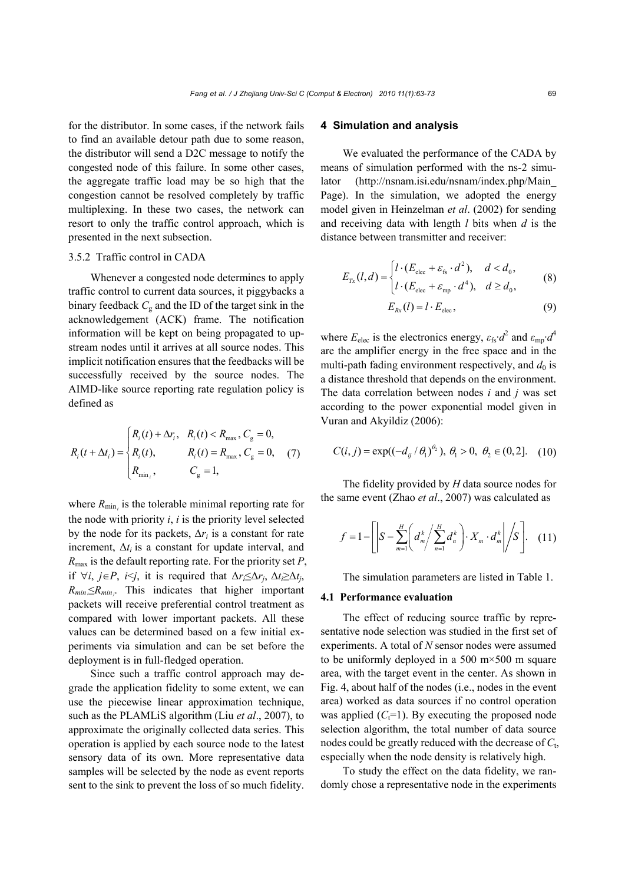for the distributor. In some cases, if the network fails to find an available detour path due to some reason, the distributor will send a D2C message to notify the congested node of this failure. In some other cases, the aggregate traffic load may be so high that the congestion cannot be resolved completely by traffic multiplexing. In these two cases, the network can resort to only the traffic control approach, which is presented in the next subsection.

#### 3.5.2 Traffic control in CADA

Whenever a congested node determines to apply traffic control to current data sources, it piggybacks a binary feedback $C_g$ and the ID of the target sink in the acknowledgement (ACK) frame. The notification information will be kept on being propagated to upstream nodes until it arrives at all source nodes. This implicit notification ensures that the feedbacks will be successfully received by the source nodes. The AIMD-like source reporting rate regulation policy is defined as

$$R_i(t+\Delta t_i)=\begin{cases} R_i(t)+\Delta r_i, & R_i(t)<R_{\max}, C_g=0, \\ R_i(t), & R_i(t)=R_{\max}, C_g=0, \\ R_{\min_i}, & C_g=1, \end{cases} \quad (7)$$

where $R_{\min_i}$ is the tolerable minimal reporting rate for the node with priority $i$, $i$ is the priority level selected by the node for its packets, $\Delta r_i$ is a constant for rate increment, $\Delta t_i$ is a constant for update interval, and $R_{\max}$ is the default reporting rate. For the priority set $P$, if $\forall i, j \in P, i<j$, it is required that $\Delta r_i \le \Delta r_j$, $\Delta t_i \ge \Delta t_j$, $R_{min_i} \le R_{min_j}$. This indicates that higher important packets will receive preferential control treatment as compared with lower important packets. All these values can be determined based on a few initial experiments via simulation and can be set before the deployment is in full-fledged operation.

Since such a traffic control approach may degrade the application fidelity to some extent, we can use the piecewise linear approximation technique, such as the PLAMLiS algorithm (Liu *et al*., 2007), to approximate the originally collected data series. This operation is applied by each source node to the latest sensory data of its own. More representative data samples will be selected by the node as event reports sent to the sink to prevent the loss of so much fidelity.

## 4 Simulation and analysis

We evaluated the performance of the CADA by means of simulation performed with the ns-2 simulator (http://nsnam.isi.edu/nsnam/index.php/Main_Page). In the simulation, we adopted the energy model given in Heinzelman *et al*. (2002) for sending and receiving data with length $l$ bits when $d$ is the distance between transmitter and receiver:

$$E_{Tx}(l,d)=\begin{cases} l\cdot(E_{\text{elec}}+\varepsilon_{\text{fs}}\cdot d^2), & d<d_0, \\ l\cdot(E_{\text{elec}}+\varepsilon_{\text{mp}}\cdot d^4), & d\ge d_0, \end{cases} \quad (8)$$

$$E_{Rx}(l)=l\cdot E_{\text{elec}}, \quad (9)$$

where $E_{\text{elec}}$ is the electronics energy, $\varepsilon_{\text{fs}}\cdot d^2$ and $\varepsilon_{\text{mp}}\cdot d^4$ are the amplifier energy in the free space and in the multi-path fading environment respectively, and $d_0$ is a distance threshold that depends on the environment. The data correlation between nodes $i$ and $j$ was set according to the power exponential model given in Vuran and Akyildiz (2006):

$$C(i,j)=\exp((-d_{ij}/\theta_1)^{\theta_2}),\ \theta_1>0,\ \theta_2\in(0,2]. \quad (10)$$

The fidelity provided by $H$ data source nodes for the same event (Zhao *et al*., 2007) was calculated as

$$f=1-\left[\left|S-\sum_{m=1}^{H}\left(d_m^k\Big/\sum_{n=1}^{H}d_n^k\right)\cdot X_m\cdot d_m^k\right|\Big/S\right]. \quad (11)$$

The simulation parameters are listed in Table 1.

### 4.1 Performance evaluation

The effect of reducing source traffic by representative node selection was studied in the first set of experiments. A total of $N$ sensor nodes were assumed to be uniformly deployed in a 500 m×500 m square area, with the target event in the center. As shown in Fig. 4, about half of the nodes (i.e., nodes in the event area) worked as data sources if no control operation was applied ($C_t$=1). By executing the proposed node selection algorithm, the total number of data source nodes could be greatly reduced with the decrease of $C_t$, especially when the node density is relatively high.

To study the effect on the data fidelity, we randomly chose a representative node in the experiments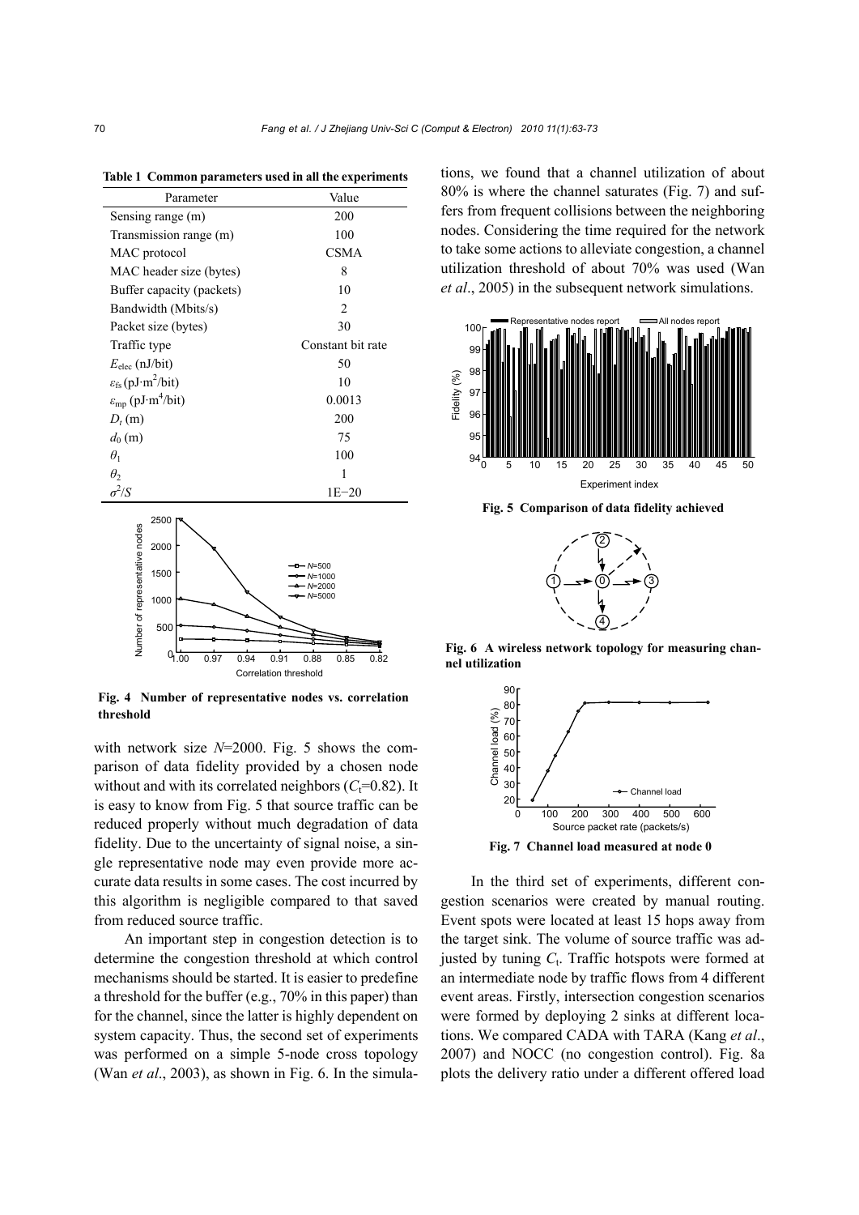**Table 1 Common parameters used in all the experiments**

| Parameter | Value |
|---|---|
| Sensing range (m) | 200 |
| Transmission range (m) | 100 |
| MAC protocol | CSMA |
| MAC header size (bytes) | 8 |
| Buffer capacity (packets) | 10 |
| Bandwidth (Mbits/s) | 2 |
| Packet size (bytes) | 30 |
| Traffic type | Constant bit rate |
| $E_{elec}$ (nJ/bit) | 50 |
| $\varepsilon_{fs}$ (pJ·m$^2$/bit) | 10 |
| $\varepsilon_{mp}$ (pJ·m$^4$/bit) | 0.0013 |
| $D_t$ (m) | 200 |
| $d_0$ (m) | 75 |
| $\theta_1$ | 100 |
| $\theta_2$ | 1 |
| $\sigma^2/S$ | 1E−20 |

**Fig. 4 Number of representative nodes vs. correlation threshold**

with network size $N$=2000. Fig. 5 shows the comparison of data fidelity provided by a chosen node without and with its correlated neighbors ($C_t$=0.82). It is easy to know from Fig. 5 that source traffic can be reduced properly without much degradation of data fidelity. Due to the uncertainty of signal noise, a single representative node may even provide more accurate data results in some cases. The cost incurred by this algorithm is negligible compared to that saved from reduced source traffic.

An important step in congestion detection is to determine the congestion threshold at which control mechanisms should be started. It is easier to predefine a threshold for the buffer (e.g., 70% in this paper) than for the channel, since the latter is highly dependent on system capacity. Thus, the second set of experiments was performed on a simple 5-node cross topology (Wan *et al*., 2003), as shown in Fig. 6. In the simulations, we found that a channel utilization of about 80% is where the channel saturates (Fig. 7) and suffers from frequent collisions between the neighboring nodes. Considering the time required for the network to take some actions to alleviate congestion, a channel utilization threshold of about 70% was used (Wan *et al*., 2005) in the subsequent network simulations.

**Fig. 5 Comparison of data fidelity achieved**

**Fig. 6 A wireless network topology for measuring channel utilization**

**Fig. 7 Channel load measured at node 0**

In the third set of experiments, different congestion scenarios were created by manual routing. Event spots were located at least 15 hops away from the target sink. The volume of source traffic was adjusted by tuning $C_t$. Traffic hotspots were formed at an intermediate node by traffic flows from 4 different event areas. Firstly, intersection congestion scenarios were formed by deploying 2 sinks at different locations. We compared CADA with TARA (Kang *et al*., 2007) and NOCC (no congestion control). Fig. 8a plots the delivery ratio under a different offered load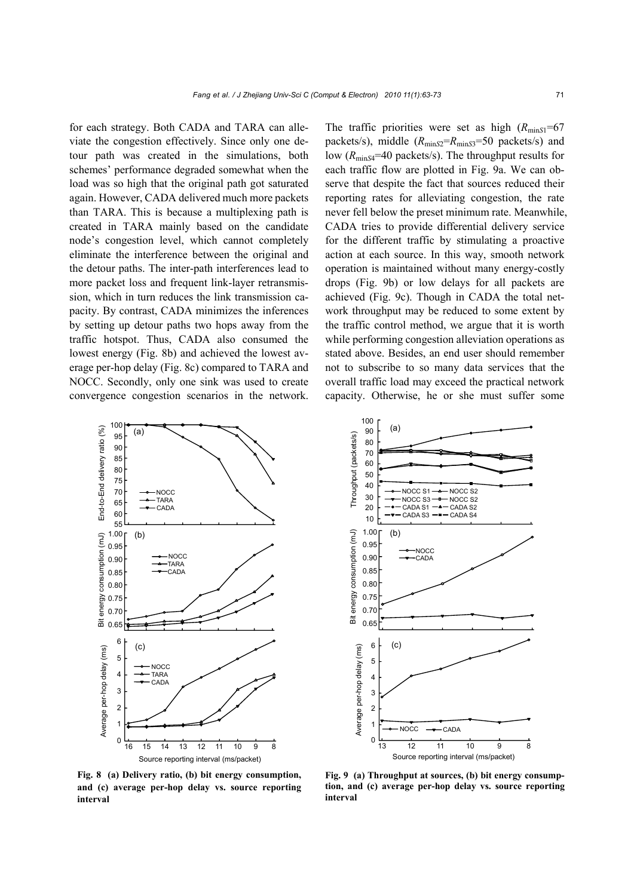for each strategy. Both CADA and TARA can alleviate the congestion effectively. Since only one detour path was created in the simulations, both schemes' performance degraded somewhat when the load was so high that the original path got saturated again. However, CADA delivered much more packets than TARA. This is because a multiplexing path is created in TARA mainly based on the candidate node's congestion level, which cannot completely eliminate the interference between the original and the detour paths. The inter-path interferences lead to more packet loss and frequent link-layer retransmission, which in turn reduces the link transmission capacity. By contrast, CADA minimizes the inferences by setting up detour paths two hops away from the traffic hotspot. Thus, CADA also consumed the lowest energy (Fig. 8b) and achieved the lowest average per-hop delay (Fig. 8c) compared to TARA and NOCC. Secondly, only one sink was used to create convergence congestion scenarios in the network. The traffic priorities were set as high ($R_{\min S1}$=67 packets/s), middle ($R_{\min S2}$=$R_{\min S3}$=50 packets/s) and low ($R_{\min S4}$=40 packets/s). The throughput results for each traffic flow are plotted in Fig. 9a. We can observe that despite the fact that sources reduced their reporting rates for alleviating congestion, the rate never fell below the preset minimum rate. Meanwhile, CADA tries to provide differential delivery service for the different traffic by stimulating a proactive action at each source. In this way, smooth network operation is maintained without many energy-costly drops (Fig. 9b) or low delays for all packets are achieved (Fig. 9c). Though in CADA the total network throughput may be reduced to some extent by the traffic control method, we argue that it is worth while performing congestion alleviation operations as stated above. Besides, an end user should remember not to subscribe to so many data services that the overall traffic load may exceed the practical network capacity. Otherwise, he or she must suffer some

**Fig. 8 (a) Delivery ratio, (b) bit energy consumption, and (c) average per-hop delay vs. source reporting interval**

**Fig. 9 (a) Throughput at sources, (b) bit energy consumption, and (c) average per-hop delay vs. source reporting interval**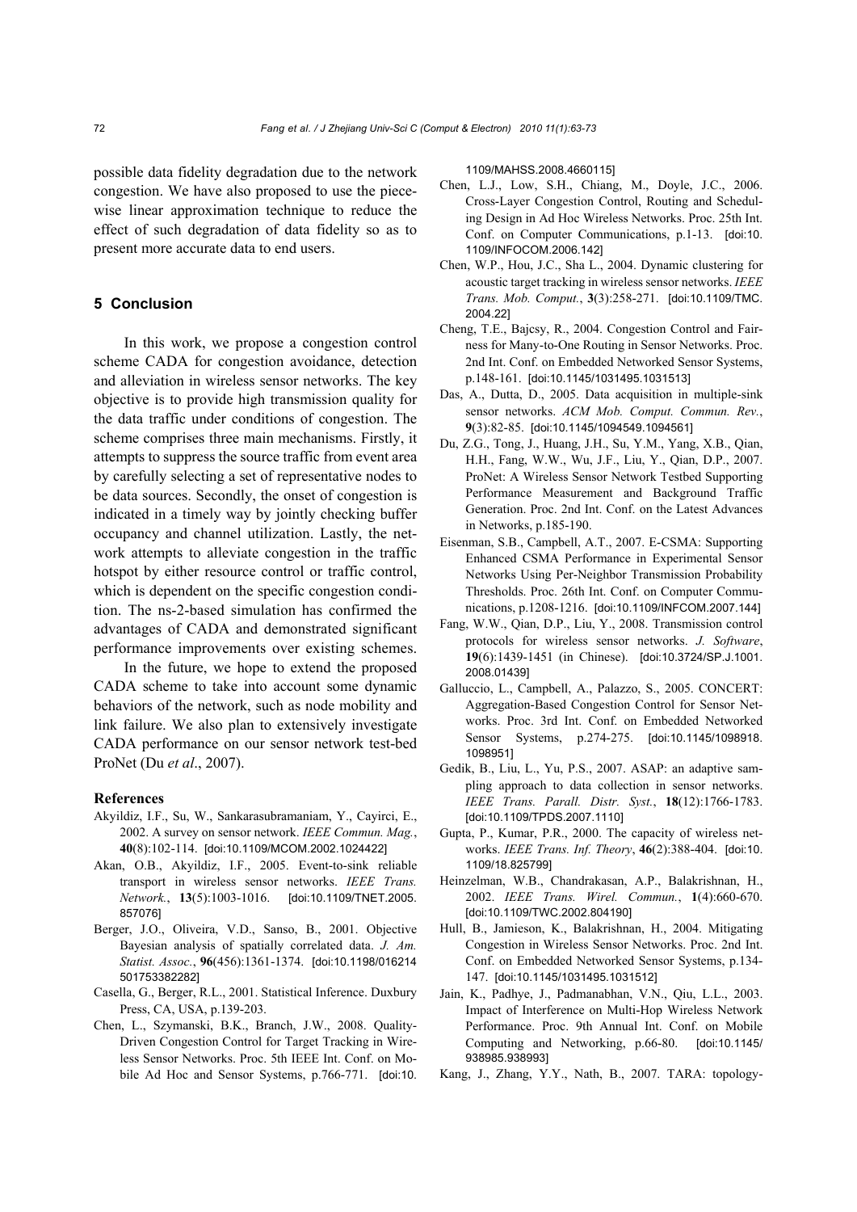possible data fidelity degradation due to the network congestion. We have also proposed to use the piecewise linear approximation technique to reduce the effect of such degradation of data fidelity so as to present more accurate data to end users.

## 5 Conclusion

In this work, we propose a congestion control scheme CADA for congestion avoidance, detection and alleviation in wireless sensor networks. The key objective is to provide high transmission quality for the data traffic under conditions of congestion. The scheme comprises three main mechanisms. Firstly, it attempts to suppress the source traffic from event area by carefully selecting a set of representative nodes to be data sources. Secondly, the onset of congestion is indicated in a timely way by jointly checking buffer occupancy and channel utilization. Lastly, the network attempts to alleviate congestion in the traffic hotspot by either resource control or traffic control, which is dependent on the specific congestion condition. The ns-2-based simulation has confirmed the advantages of CADA and demonstrated significant performance improvements over existing schemes.

In the future, we hope to extend the proposed CADA scheme to take into account some dynamic behaviors of the network, such as node mobility and link failure. We also plan to extensively investigate CADA performance on our sensor network test-bed ProNet (Du *et al*., 2007).

### References

Akyildiz, I.F., Su, W., Sankarasubramaniam, Y., Cayirci, E., 2002. A survey on sensor network. *IEEE Commun. Mag.*, **40**(8):102-114. [doi:10.1109/MCOM.2002.1024422]

Akan, O.B., Akyildiz, I.F., 2005. Event-to-sink reliable transport in wireless sensor networks. *IEEE Trans. Network.*, **13**(5):1003-1016. [doi:10.1109/TNET.2005.857076]

Berger, J.O., Oliveira, V.D., Sanso, B., 2001. Objective Bayesian analysis of spatially correlated data. *J. Am. Statist. Assoc.*, **96**(456):1361-1374. [doi:10.1198/016214501753382282]

Casella, G., Berger, R.L., 2001. Statistical Inference. Duxbury Press, CA, USA, p.139-203.

Chen, L., Szymanski, B.K., Branch, J.W., 2008. Quality-Driven Congestion Control for Target Tracking in Wireless Sensor Networks. Proc. 5th IEEE Int. Conf. on Mobile Ad Hoc and Sensor Systems, p.766-771. [doi:10.1109/MAHSS.2008.4660115]

Chen, L.J., Low, S.H., Chiang, M., Doyle, J.C., 2006. Cross-Layer Congestion Control, Routing and Scheduling Design in Ad Hoc Wireless Networks. Proc. 25th Int. Conf. on Computer Communications, p.1-13. [doi:10.1109/INFOCOM.2006.142]

Chen, W.P., Hou, J.C., Sha L., 2004. Dynamic clustering for acoustic target tracking in wireless sensor networks. *IEEE Trans. Mob. Comput.*, **3**(3):258-271. [doi:10.1109/TMC.2004.22]

Cheng, T.E., Bajcsy, R., 2004. Congestion Control and Fairness for Many-to-One Routing in Sensor Networks. Proc. 2nd Int. Conf. on Embedded Networked Sensor Systems, p.148-161. [doi:10.1145/1031495.1031513]

Das, A., Dutta, D., 2005. Data acquisition in multiple-sink sensor networks. *ACM Mob. Comput. Commun. Rev.*, **9**(3):82-85. [doi:10.1145/1094549.1094561]

Du, Z.G., Tong, J., Huang, J.H., Su, Y.M., Yang, X.B., Qian, H.H., Fang, W.W., Wu, J.F., Liu, Y., Qian, D.P., 2007. ProNet: A Wireless Sensor Network Testbed Supporting Performance Measurement and Background Traffic Generation. Proc. 2nd Int. Conf. on the Latest Advances in Networks, p.185-190.

Eisenman, S.B., Campbell, A.T., 2007. E-CSMA: Supporting Enhanced CSMA Performance in Experimental Sensor Networks Using Per-Neighbor Transmission Probability Thresholds. Proc. 26th Int. Conf. on Computer Communications, p.1208-1216. [doi:10.1109/INFCOM.2007.144]

Fang, W.W., Qian, D.P., Liu, Y., 2008. Transmission control protocols for wireless sensor networks. *J. Software*, **19**(6):1439-1451 (in Chinese). [doi:10.3724/SP.J.1001.2008.01439]

Galluccio, L., Campbell, A., Palazzo, S., 2005. CONCERT: Aggregation-Based Congestion Control for Sensor Networks. Proc. 3rd Int. Conf. on Embedded Networked Sensor Systems, p.274-275. [doi:10.1145/1098918.1098951]

Gedik, B., Liu, L., Yu, P.S., 2007. ASAP: an adaptive sampling approach to data collection in sensor networks. *IEEE Trans. Parall. Distr. Syst.*, **18**(12):1766-1783. [doi:10.1109/TPDS.2007.1110]

Gupta, P., Kumar, P.R., 2000. The capacity of wireless networks. *IEEE Trans. Inf. Theory*, **46**(2):388-404. [doi:10.1109/18.825799]

Heinzelman, W.B., Chandrakasan, A.P., Balakrishnan, H., 2002. *IEEE Trans. Wirel. Commun.*, **1**(4):660-670. [doi:10.1109/TWC.2002.804190]

Hull, B., Jamieson, K., Balakrishnan, H., 2004. Mitigating Congestion in Wireless Sensor Networks. Proc. 2nd Int. Conf. on Embedded Networked Sensor Systems, p.134-147. [doi:10.1145/1031495.1031512]

Jain, K., Padhye, J., Padmanabhan, V.N., Qiu, L.L., 2003. Impact of Interference on Multi-Hop Wireless Network Performance. Proc. 9th Annual Int. Conf. on Mobile Computing and Networking, p.66-80. [doi:10.1145/938985.938993]

Kang, J., Zhang, Y.Y., Nath, B., 2007. TARA: topology-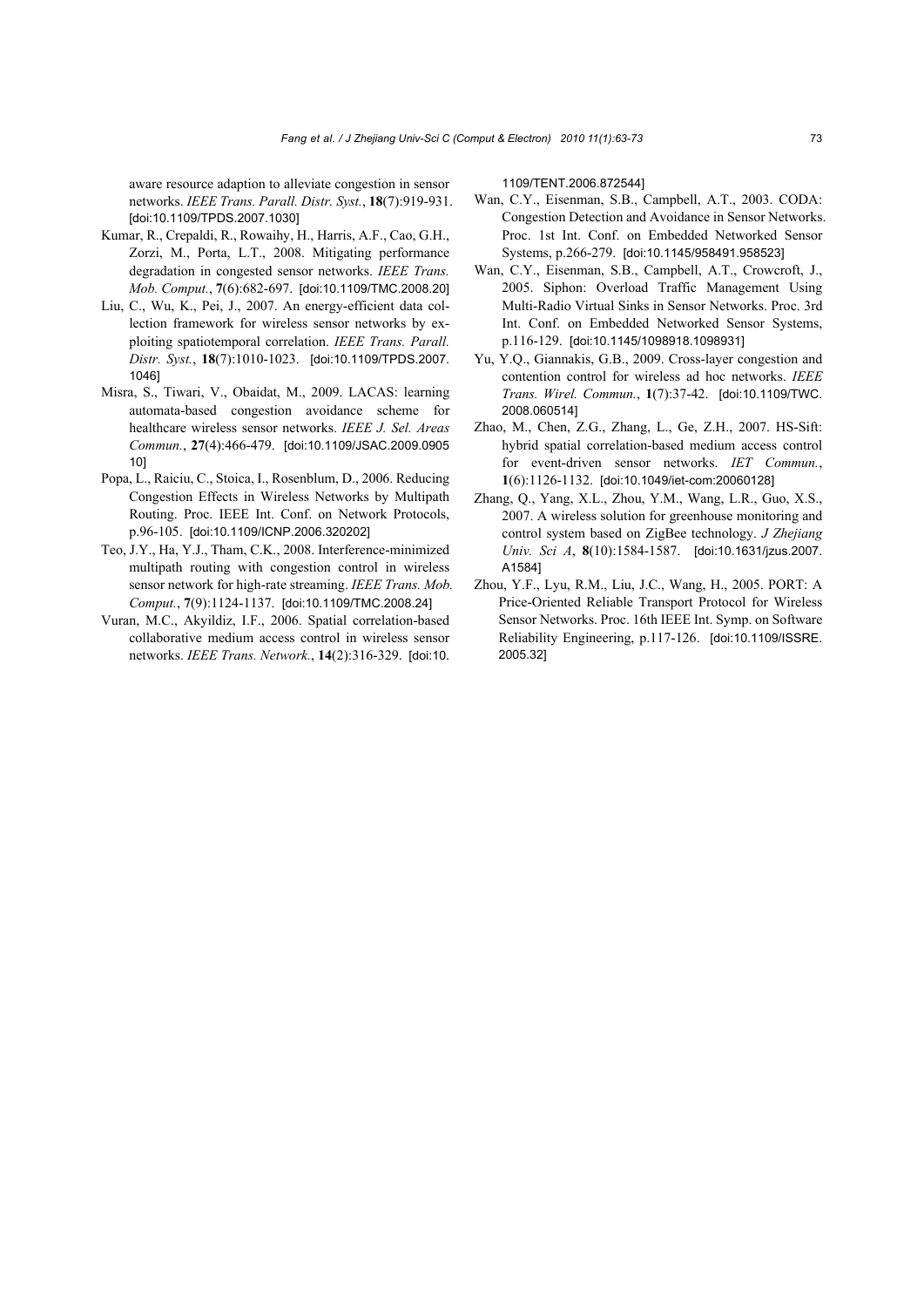aware resource adaption to alleviate congestion in sensor networks. *IEEE Trans. Parall. Distr. Syst.*, **18**(7):919-931. [doi:10.1109/TPDS.2007.1030]

Kumar, R., Crepaldi, R., Rowaihy, H., Harris, A.F., Cao, G.H., Zorzi, M., Porta, L.T., 2008. Mitigating performance degradation in congested sensor networks. *IEEE Trans. Mob. Comput.*, **7**(6):682-697. [doi:10.1109/TMC.2008.20]

Liu, C., Wu, K., Pei, J., 2007. An energy-efficient data collection framework for wireless sensor networks by exploiting spatiotemporal correlation. *IEEE Trans. Parall. Distr. Syst.*, **18**(7):1010-1023. [doi:10.1109/TPDS.2007.1046]

Misra, S., Tiwari, V., Obaidat, M., 2009. LACAS: learning automata-based congestion avoidance scheme for healthcare wireless sensor networks. *IEEE J. Sel. Areas Commun.*, **27**(4):466-479. [doi:10.1109/JSAC.2009.090510]

Popa, L., Raiciu, C., Stoica, I., Rosenblum, D., 2006. Reducing Congestion Effects in Wireless Networks by Multipath Routing. Proc. IEEE Int. Conf. on Network Protocols, p.96-105. [doi:10.1109/ICNP.2006.320202]

Teo, J.Y., Ha, Y.J., Tham, C.K., 2008. Interference-minimized multipath routing with congestion control in wireless sensor network for high-rate streaming. *IEEE Trans. Mob. Comput.*, **7**(9):1124-1137. [doi:10.1109/TMC.2008.24]

Vuran, M.C., Akyildiz, I.F., 2006. Spatial correlation-based collaborative medium access control in wireless sensor networks. *IEEE Trans. Network.*, **14**(2):316-329. [doi:10.1109/TENT.2006.872544]

Wan, C.Y., Eisenman, S.B., Campbell, A.T., 2003. CODA: Congestion Detection and Avoidance in Sensor Networks. Proc. 1st Int. Conf. on Embedded Networked Sensor Systems, p.266-279. [doi:10.1145/958491.958523]

Wan, C.Y., Eisenman, S.B., Campbell, A.T., Crowcroft, J., 2005. Siphon: Overload Traffic Management Using Multi-Radio Virtual Sinks in Sensor Networks. Proc. 3rd Int. Conf. on Embedded Networked Sensor Systems, p.116-129. [doi:10.1145/1098918.1098931]

Yu, Y.Q., Giannakis, G.B., 2009. Cross-layer congestion and contention control for wireless ad hoc networks. *IEEE Trans. Wirel. Commun.*, **1**(7):37-42. [doi:10.1109/TWC.2008.060514]

Zhao, M., Chen, Z.G., Zhang, L., Ge, Z.H., 2007. HS-Sift: hybrid spatial correlation-based medium access control for event-driven sensor networks. *IET Commun.*, **1**(6):1126-1132. [doi:10.1049/iet-com:20060128]

Zhang, Q., Yang, X.L., Zhou, Y.M., Wang, L.R., Guo, X.S., 2007. A wireless solution for greenhouse monitoring and control system based on ZigBee technology. *J Zhejiang Univ. Sci A*, **8**(10):1584-1587. [doi:10.1631/jzus.2007.A1584]

Zhou, Y.F., Lyu, R.M., Liu, J.C., Wang, H., 2005. PORT: A Price-Oriented Reliable Transport Protocol for Wireless Sensor Networks. Proc. 16th IEEE Int. Symp. on Software Reliability Engineering, p.117-126. [doi:10.1109/ISSRE.2005.32]